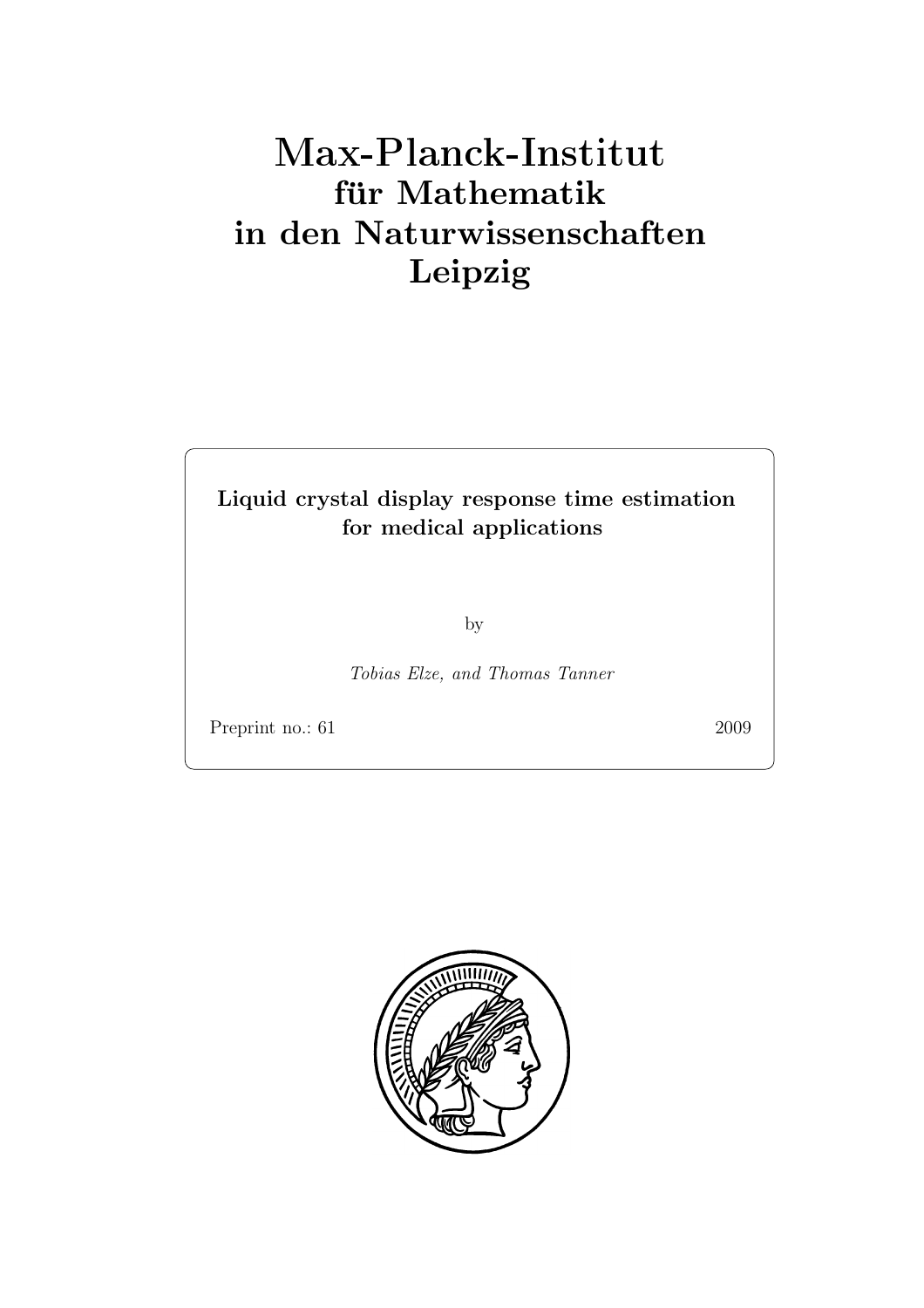# Max-Planck-Institut
## für Mathematik
## in den Naturwissenschaften
## Leipzig

**Liquid crystal display response time estimation for medical applications**

by

*Tobias Elze, and Thomas Tanner*

Preprint no.: 61 2009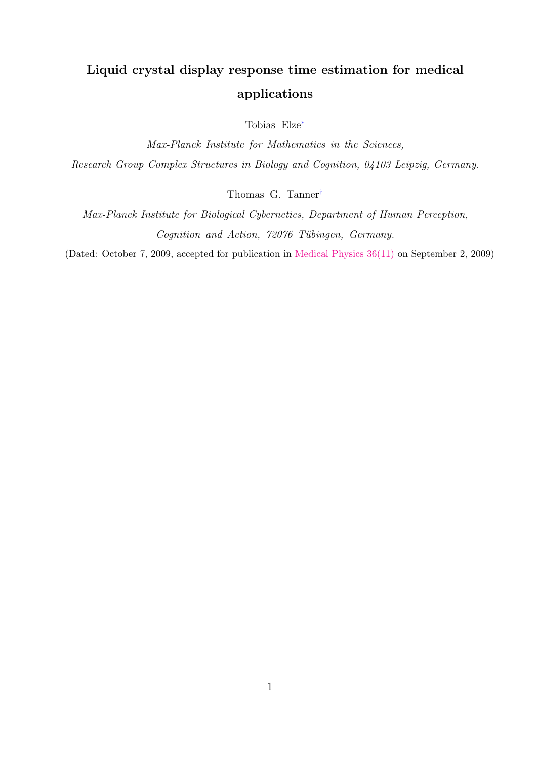# Liquid crystal display response time estimation for medical applications

Tobias Elze[*]

*Max-Planck Institute for Mathematics in the Sciences,*

*Research Group Complex Structures in Biology and Cognition, 04103 Leipzig, Germany.*

Thomas G. Tanner[†]

*Max-Planck Institute for Biological Cybernetics, Department of Human Perception,*

*Cognition and Action, 72076 Tübingen, Germany.*

(Dated: October 7, 2009, accepted for publication in Medical Physics 36(11) on September 2, 2009)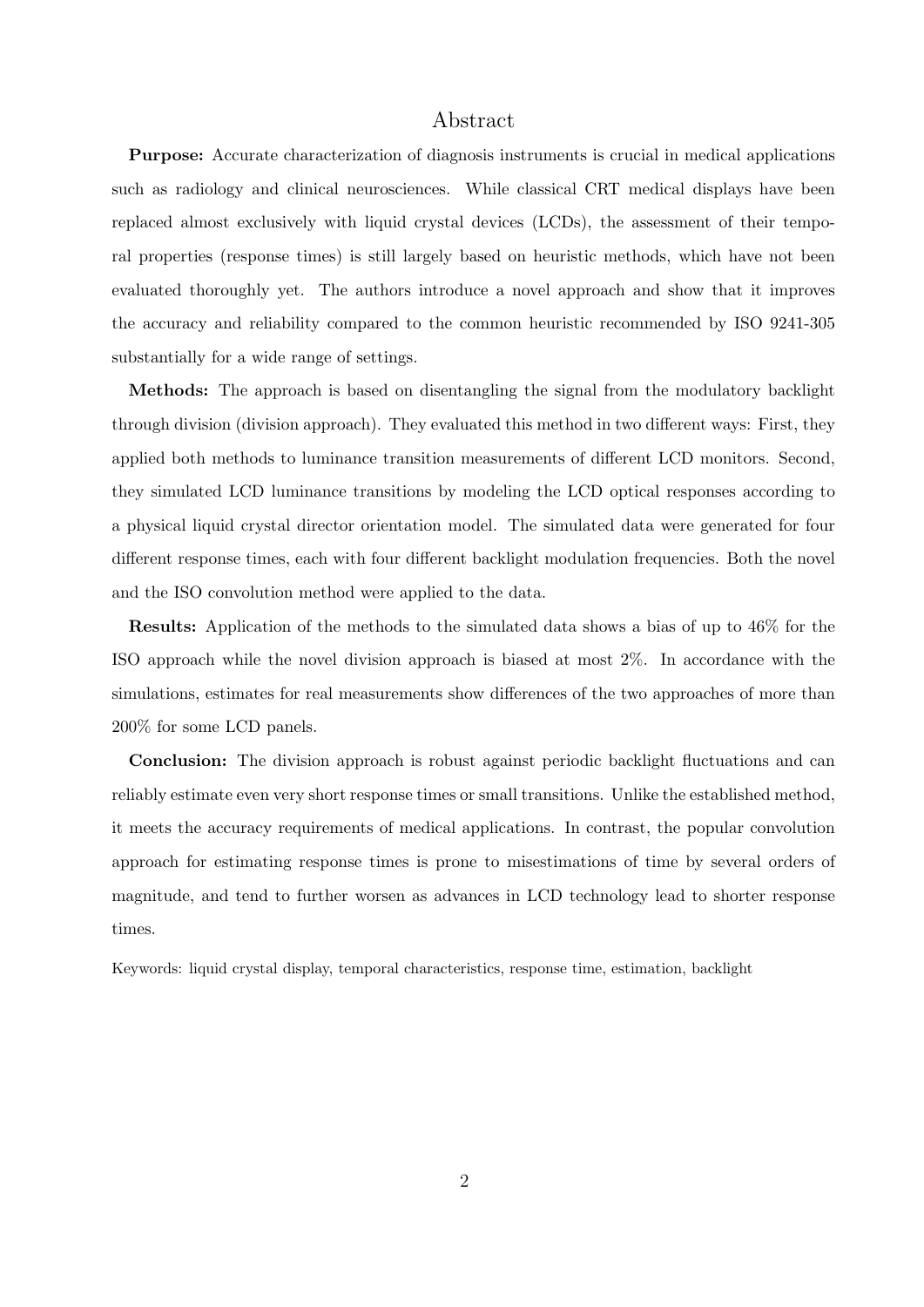# Abstract

**Purpose:** Accurate characterization of diagnosis instruments is crucial in medical applications such as radiology and clinical neurosciences. While classical CRT medical displays have been replaced almost exclusively with liquid crystal devices (LCDs), the assessment of their temporal properties (response times) is still largely based on heuristic methods, which have not been evaluated thoroughly yet. The authors introduce a novel approach and show that it improves the accuracy and reliability compared to the common heuristic recommended by ISO 9241-305 substantially for a wide range of settings.

**Methods:** The approach is based on disentangling the signal from the modulatory backlight through division (division approach). They evaluated this method in two different ways: First, they applied both methods to luminance transition measurements of different LCD monitors. Second, they simulated LCD luminance transitions by modeling the LCD optical responses according to a physical liquid crystal director orientation model. The simulated data were generated for four different response times, each with four different backlight modulation frequencies. Both the novel and the ISO convolution method were applied to the data.

**Results:** Application of the methods to the simulated data shows a bias of up to 46% for the ISO approach while the novel division approach is biased at most 2%. In accordance with the simulations, estimates for real measurements show differences of the two approaches of more than 200% for some LCD panels.

**Conclusion:** The division approach is robust against periodic backlight fluctuations and can reliably estimate even very short response times or small transitions. Unlike the established method, it meets the accuracy requirements of medical applications. In contrast, the popular convolution approach for estimating response times is prone to misestimations of time by several orders of magnitude, and tend to further worsen as advances in LCD technology lead to shorter response times.

Keywords: liquid crystal display, temporal characteristics, response time, estimation, backlight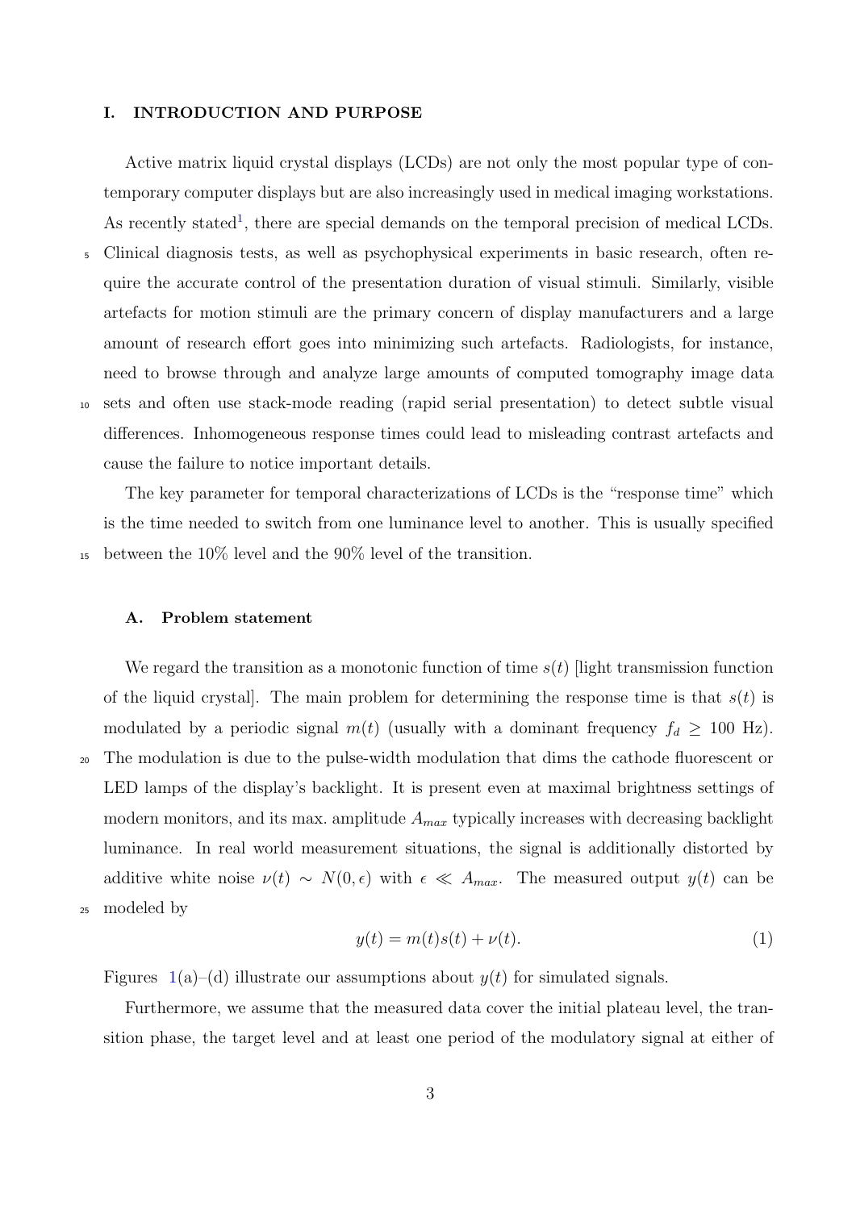## I. INTRODUCTION AND PURPOSE

Active matrix liquid crystal displays (LCDs) are not only the most popular type of contemporary computer displays but are also increasingly used in medical imaging workstations. As recently stated[1], there are special demands on the temporal precision of medical LCDs. Clinical diagnosis tests, as well as psychophysical experiments in basic research, often require the accurate control of the presentation duration of visual stimuli. Similarly, visible artefacts for motion stimuli are the primary concern of display manufacturers and a large amount of research effort goes into minimizing such artefacts. Radiologists, for instance, need to browse through and analyze large amounts of computed tomography image data sets and often use stack-mode reading (rapid serial presentation) to detect subtle visual differences. Inhomogeneous response times could lead to misleading contrast artefacts and cause the failure to notice important details.

The key parameter for temporal characterizations of LCDs is the "response time" which is the time needed to switch from one luminance level to another. This is usually specified between the 10% level and the 90% level of the transition.

### A. Problem statement

We regard the transition as a monotonic function of time $s(t)$ [light transmission function of the liquid crystal]. The main problem for determining the response time is that $s(t)$ is modulated by a periodic signal $m(t)$ (usually with a dominant frequency $f_d \geq 100$ Hz). The modulation is due to the pulse-width modulation that dims the cathode fluorescent or LED lamps of the display's backlight. It is present even at maximal brightness settings of modern monitors, and its max. amplitude $A_{max}$ typically increases with decreasing backlight luminance. In real world measurement situations, the signal is additionally distorted by additive white noise $\nu(t) \sim N(0, \epsilon)$ with $\epsilon \ll A_{max}$. The measured output $y(t)$ can be modeled by

$$y(t) = m(t)s(t) + \nu(t). \tag{1}$$

Figures 1(a)–(d) illustrate our assumptions about $y(t)$ for simulated signals.

Furthermore, we assume that the measured data cover the initial plateau level, the transition phase, the target level and at least one period of the modulatory signal at either of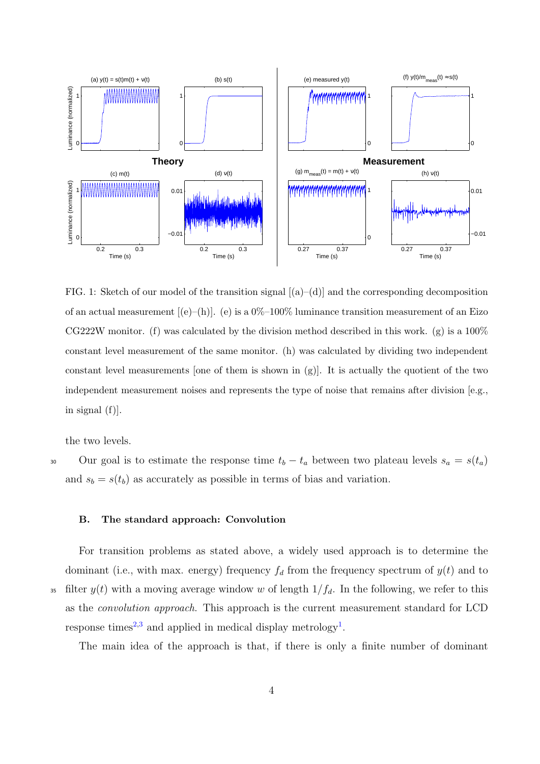FIG. 1: Sketch of our model of the transition signal [(a)–(d)] and the corresponding decomposition of an actual measurement [(e)–(h)]. (e) is a 0%–100% luminance transition measurement of an Eizo CG222W monitor. (f) was calculated by the division method described in this work. (g) is a 100% constant level measurement of the same monitor. (h) was calculated by dividing two independent constant level measurements [one of them is shown in (g)]. It is actually the quotient of the two independent measurement noises and represents the type of noise that remains after division [e.g., in signal (f)].

the two levels.

Our goal is to estimate the response time $t_b - t_a$ between two plateau levels $s_a = s(t_a)$ and $s_b = s(t_b)$ as accurately as possible in terms of bias and variation.

### B. The standard approach: Convolution

For transition problems as stated above, a widely used approach is to determine the dominant (i.e., with max. energy) frequency $f_d$ from the frequency spectrum of $y(t)$ and to filter $y(t)$ with a moving average window $w$ of length $1/f_d$. In the following, we refer to this as the *convolution approach*. This approach is the current measurement standard for LCD response times[2,3] and applied in medical display metrology[1].

The main idea of the approach is that, if there is only a finite number of dominant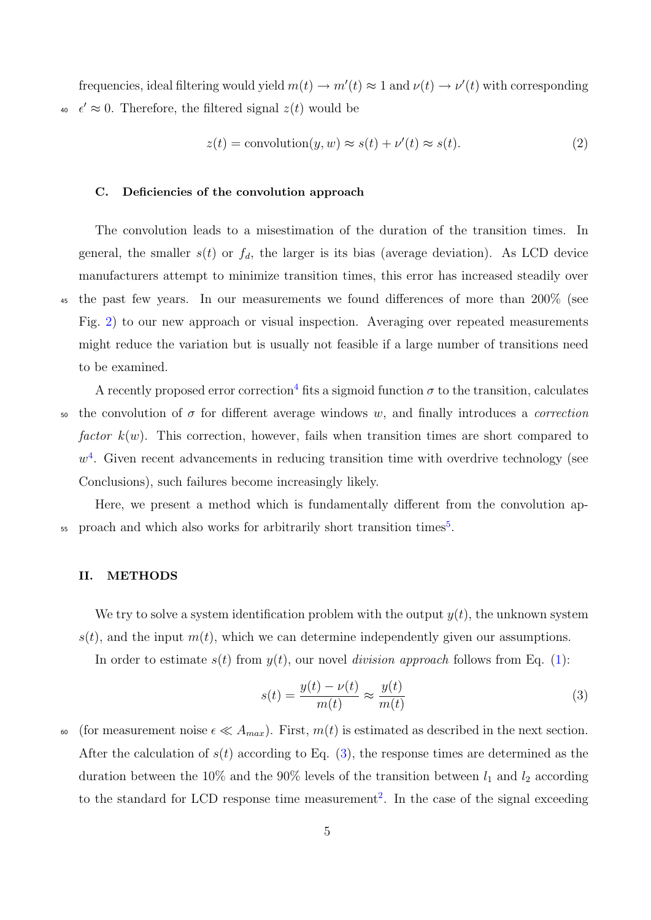frequencies, ideal filtering would yield $m(t) \rightarrow m'(t) \approx 1$ and $\nu(t) \rightarrow \nu'(t)$ with corresponding $\epsilon' \approx 0$. Therefore, the filtered signal $z(t)$ would be

$$z(t) = \text{convolution}(y, w) \approx s(t) + \nu'(t) \approx s(t). \tag{2}$$

### C. Deficiencies of the convolution approach

The convolution leads to a misestimation of the duration of the transition times. In general, the smaller $s(t)$ or $f_d$, the larger is its bias (average deviation). As LCD device manufacturers attempt to minimize transition times, this error has increased steadily over the past few years. In our measurements we found differences of more than 200% (see Fig. 2) to our new approach or visual inspection. Averaging over repeated measurements might reduce the variation but is usually not feasible if a large number of transitions need to be examined.

A recently proposed error correction[4] fits a sigmoid function $\sigma$ to the transition, calculates the convolution of $\sigma$ for different average windows $w$, and finally introduces a *correction factor* $k(w)$. This correction, however, fails when transition times are short compared to $w$[4]. Given recent advancements in reducing transition time with overdrive technology (see Conclusions), such failures become increasingly likely.

Here, we present a method which is fundamentally different from the convolution approach and which also works for arbitrarily short transition times[5].

## II. METHODS

We try to solve a system identification problem with the output $y(t)$, the unknown system $s(t)$, and the input $m(t)$, which we can determine independently given our assumptions.

In order to estimate $s(t)$ from $y(t)$, our novel *division approach* follows from Eq. (1):

$$s(t) = \frac{y(t) - \nu(t)}{m(t)} \approx \frac{y(t)}{m(t)} \tag{3}$$

(for measurement noise $\epsilon \ll A_{max}$). First, $m(t)$ is estimated as described in the next section. After the calculation of $s(t)$ according to Eq. (3), the response times are determined as the duration between the 10% and the 90% levels of the transition between $l_1$ and $l_2$ according to the standard for LCD response time measurement[2]. In the case of the signal exceeding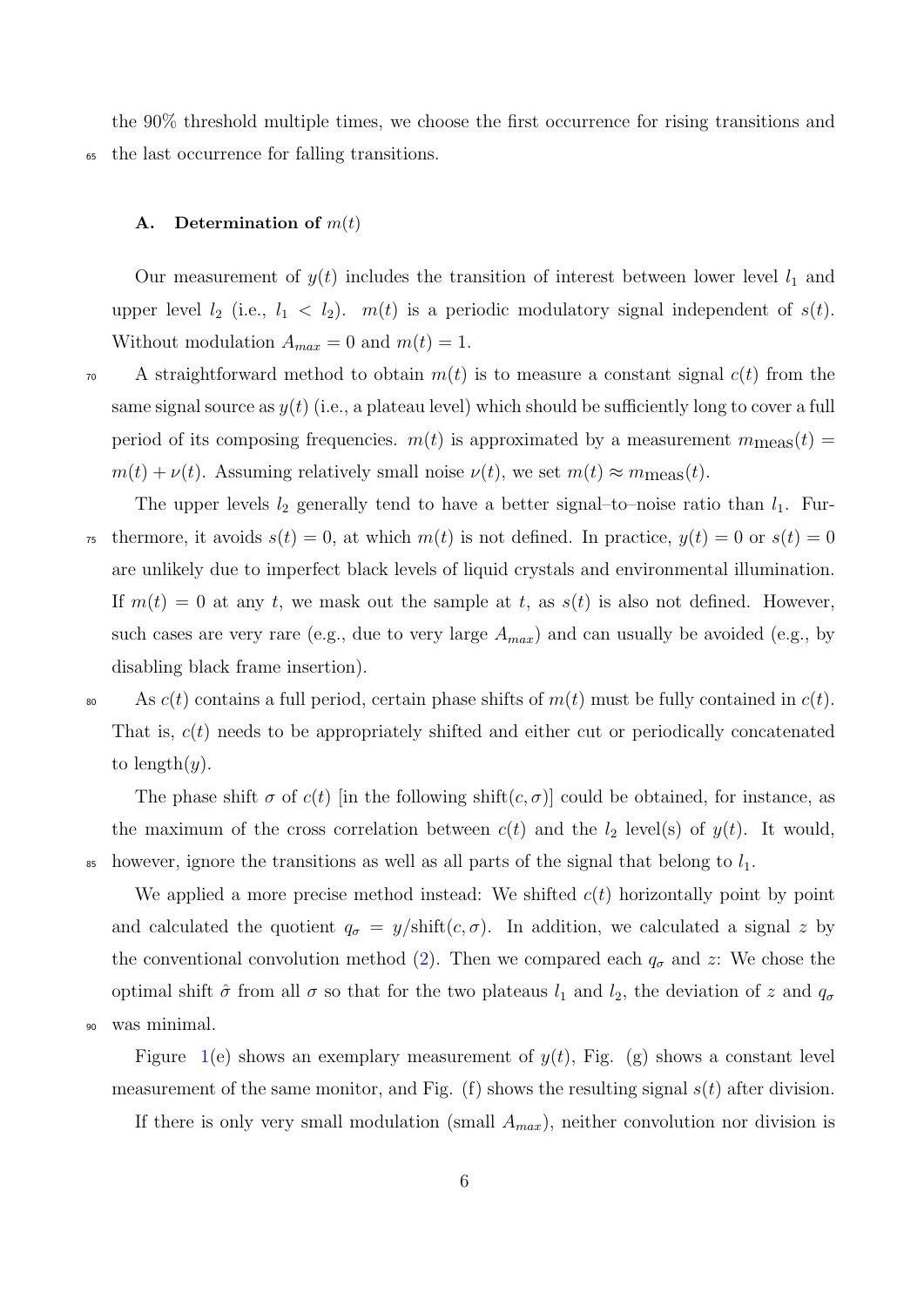the 90% threshold multiple times, we choose the first occurrence for rising transitions and the last occurrence for falling transitions.

### A. Determination of $m(t)$

Our measurement of $y(t)$ includes the transition of interest between lower level $l_1$ and upper level $l_2$ (i.e., $l_1 < l_2$). $m(t)$ is a periodic modulatory signal independent of $s(t)$. Without modulation $A_{max} = 0$ and $m(t) = 1$.

A straightforward method to obtain $m(t)$ is to measure a constant signal $c(t)$ from the same signal source as $y(t)$ (i.e., a plateau level) which should be sufficiently long to cover a full period of its composing frequencies. $m(t)$ is approximated by a measurement $m_{\text{meas}}(t) = m(t) + \nu(t)$. Assuming relatively small noise $\nu(t)$, we set $m(t) \approx m_{\text{meas}}(t)$.

The upper levels $l_2$ generally tend to have a better signal–to–noise ratio than $l_1$. Furthermore, it avoids $s(t) = 0$, at which $m(t)$ is not defined. In practice, $y(t) = 0$ or $s(t) = 0$ are unlikely due to imperfect black levels of liquid crystals and environmental illumination. If $m(t) = 0$ at any $t$, we mask out the sample at $t$, as $s(t)$ is also not defined. However, such cases are very rare (e.g., due to very large $A_{max}$) and can usually be avoided (e.g., by disabling black frame insertion).

As $c(t)$ contains a full period, certain phase shifts of $m(t)$ must be fully contained in $c(t)$. That is, $c(t)$ needs to be appropriately shifted and either cut or periodically concatenated to length$(y)$.

The phase shift $\sigma$ of $c(t)$ [in the following shift$(c, \sigma)$] could be obtained, for instance, as the maximum of the cross correlation between $c(t)$ and the $l_2$ level(s) of $y(t)$. It would, however, ignore the transitions as well as all parts of the signal that belong to $l_1$.

We applied a more precise method instead: We shifted $c(t)$ horizontally point by point and calculated the quotient $q_\sigma = y/\text{shift}(c, \sigma)$. In addition, we calculated a signal $z$ by the conventional convolution method (2). Then we compared each $q_\sigma$ and $z$: We chose the optimal shift $\hat{\sigma}$ from all $\sigma$ so that for the two plateaus $l_1$ and $l_2$, the deviation of $z$ and $q_\sigma$ was minimal.

Figure 1(e) shows an exemplary measurement of $y(t)$, Fig. (g) shows a constant level measurement of the same monitor, and Fig. (f) shows the resulting signal $s(t)$ after division.

If there is only very small modulation (small $A_{max}$), neither convolution nor division is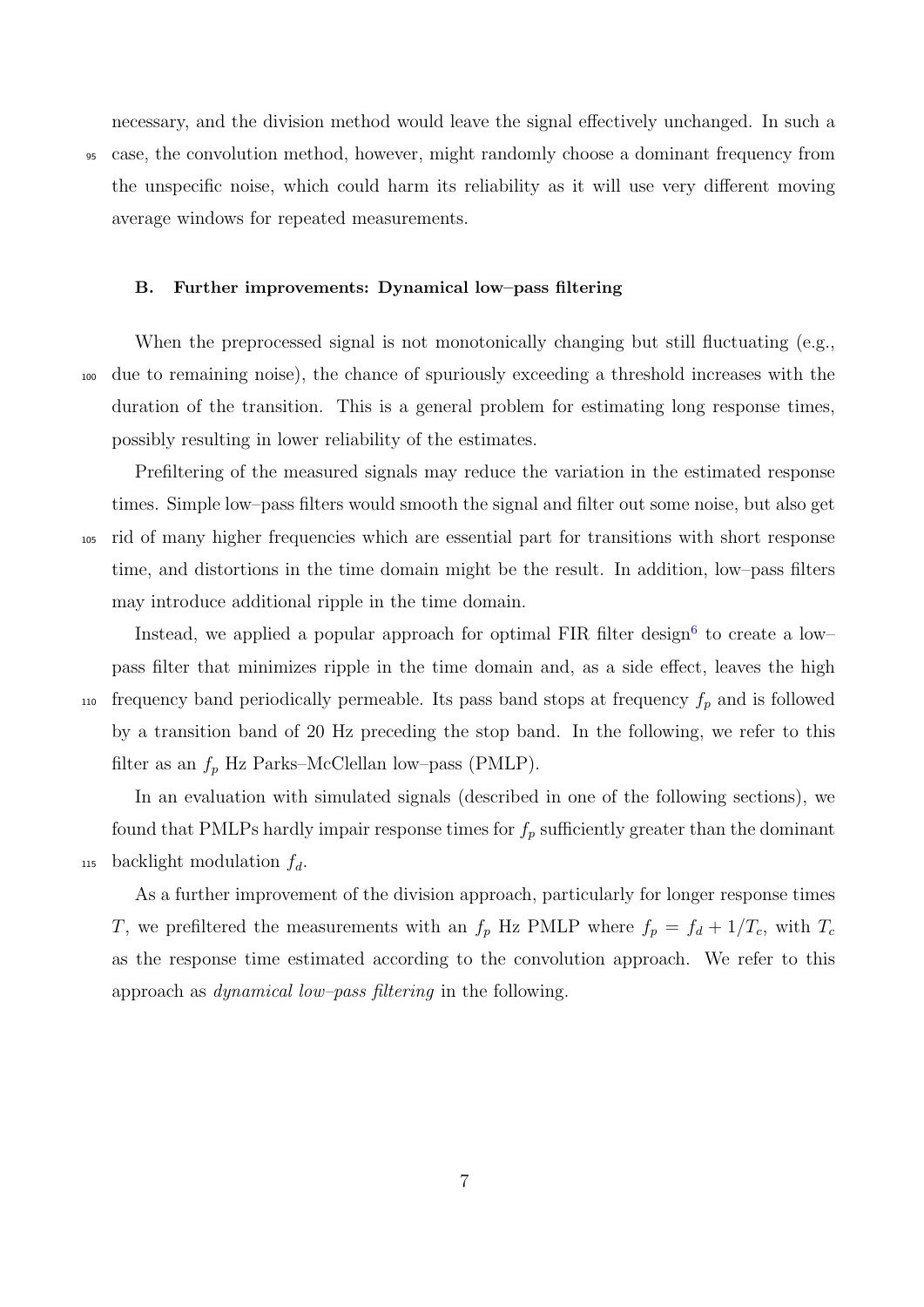necessary, and the division method would leave the signal effectively unchanged. In such a case, the convolution method, however, might randomly choose a dominant frequency from the unspecific noise, which could harm its reliability as it will use very different moving average windows for repeated measurements.

### B. Further improvements: Dynamical low–pass filtering

When the preprocessed signal is not monotonically changing but still fluctuating (e.g., due to remaining noise), the chance of spuriously exceeding a threshold increases with the duration of the transition. This is a general problem for estimating long response times, possibly resulting in lower reliability of the estimates.

Prefiltering of the measured signals may reduce the variation in the estimated response times. Simple low–pass filters would smooth the signal and filter out some noise, but also get rid of many higher frequencies which are essential part for transitions with short response time, and distortions in the time domain might be the result. In addition, low–pass filters may introduce additional ripple in the time domain.

Instead, we applied a popular approach for optimal FIR filter design[6] to create a low–pass filter that minimizes ripple in the time domain and, as a side effect, leaves the high frequency band periodically permeable. Its pass band stops at frequency $f_p$ and is followed by a transition band of 20 Hz preceding the stop band. In the following, we refer to this filter as an $f_p$ Hz Parks–McClellan low–pass (PMLP).

In an evaluation with simulated signals (described in one of the following sections), we found that PMLPs hardly impair response times for $f_p$ sufficiently greater than the dominant backlight modulation $f_d$.

As a further improvement of the division approach, particularly for longer response times $T$, we prefiltered the measurements with an $f_p$ Hz PMLP where $f_p = f_d + 1/T_c$, with $T_c$ as the response time estimated according to the convolution approach. We refer to this approach as *dynamical low–pass filtering* in the following.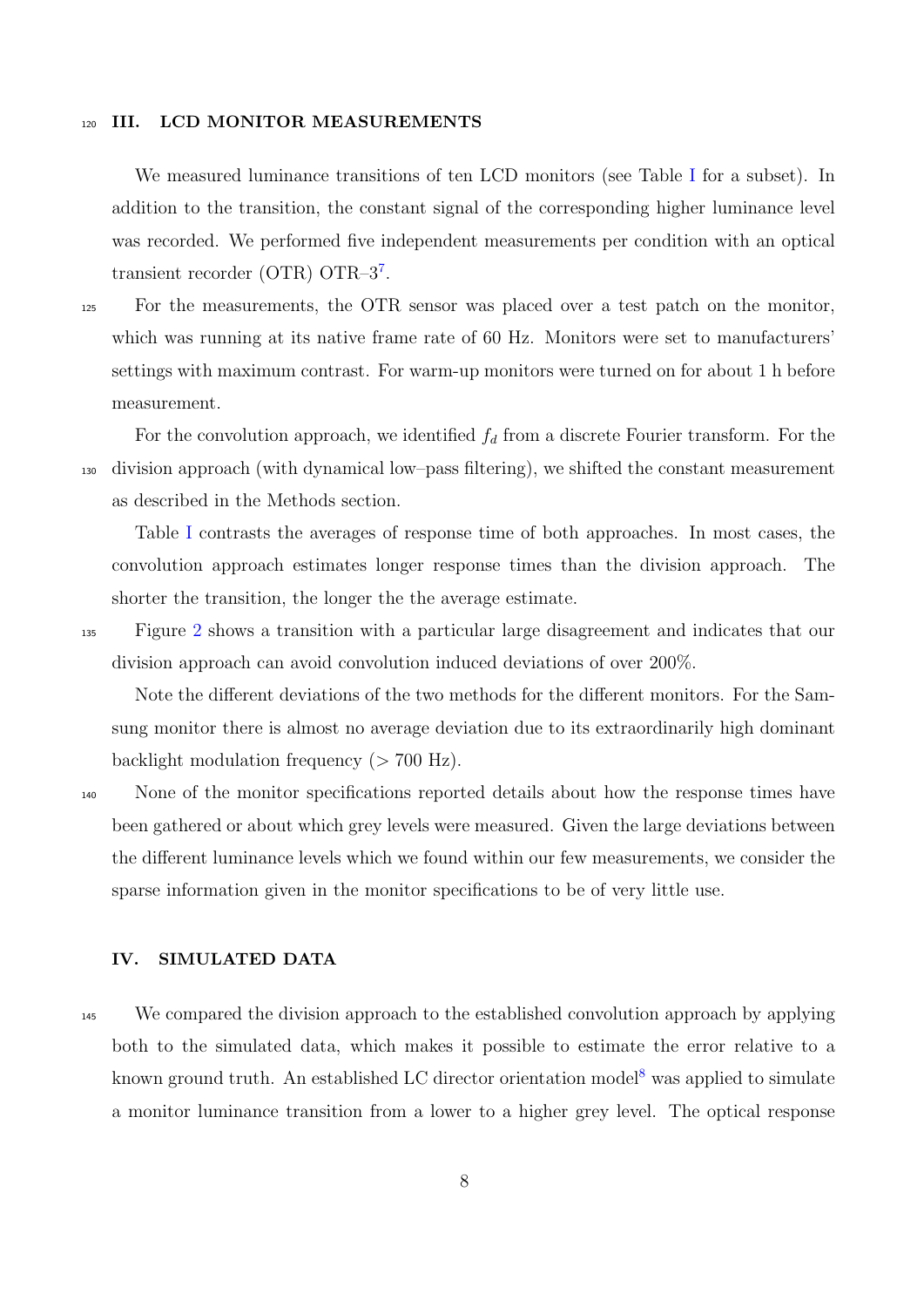## III. LCD MONITOR MEASUREMENTS

We measured luminance transitions of ten LCD monitors (see Table I for a subset). In addition to the transition, the constant signal of the corresponding higher luminance level was recorded. We performed five independent measurements per condition with an optical transient recorder (OTR) OTR–3[7].

For the measurements, the OTR sensor was placed over a test patch on the monitor, which was running at its native frame rate of 60 Hz. Monitors were set to manufacturers' settings with maximum contrast. For warm-up monitors were turned on for about 1 h before measurement.

For the convolution approach, we identified $f_d$ from a discrete Fourier transform. For the division approach (with dynamical low–pass filtering), we shifted the constant measurement as described in the Methods section.

Table I contrasts the averages of response time of both approaches. In most cases, the convolution approach estimates longer response times than the division approach. The shorter the transition, the longer the the average estimate.

Figure 2 shows a transition with a particular large disagreement and indicates that our division approach can avoid convolution induced deviations of over 200%.

Note the different deviations of the two methods for the different monitors. For the Samsung monitor there is almost no average deviation due to its extraordinarily high dominant backlight modulation frequency ($> 700$ Hz).

None of the monitor specifications reported details about how the response times have been gathered or about which grey levels were measured. Given the large deviations between the different luminance levels which we found within our few measurements, we consider the sparse information given in the monitor specifications to be of very little use.

## IV. SIMULATED DATA

We compared the division approach to the established convolution approach by applying both to the simulated data, which makes it possible to estimate the error relative to a known ground truth. An established LC director orientation model[8] was applied to simulate a monitor luminance transition from a lower to a higher grey level. The optical response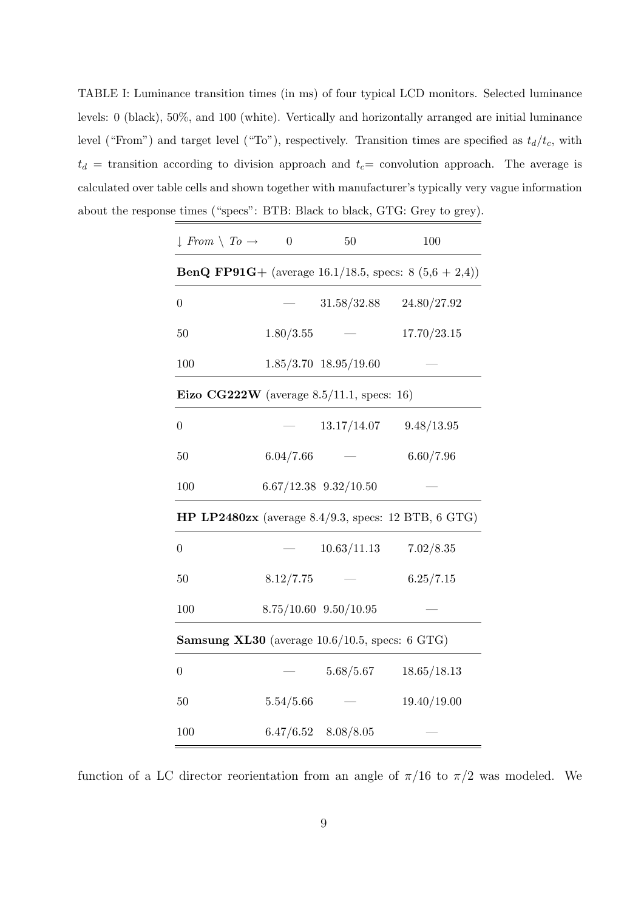TABLE I: Luminance transition times (in ms) of four typical LCD monitors. Selected luminance levels: 0 (black), 50%, and 100 (white). Vertically and horizontally arranged are initial luminance level ("From") and target level ("To"), respectively. Transition times are specified as $t_d/t_c$, with $t_d$ = transition according to division approach and $t_c$= convolution approach. The average is calculated over table cells and shown together with manufacturer's typically very vague information about the response times ("specs": BTB: Black to black, GTG: Grey to grey).

| ↓ *From* \ *To* → | 0 | 50 | 100 |
|---|---|---|---|
| **BenQ FP91G+** (average 16.1/18.5, specs: 8 (5,6 + 2,4)) | | | |
| 0 | — | 31.58/32.88 | 24.80/27.92 |
| 50 | 1.80/3.55 | — | 17.70/23.15 |
| 100 | 1.85/3.70 | 18.95/19.60 | — |
| **Eizo CG222W** (average 8.5/11.1, specs: 16) | | | |
| 0 | — | 13.17/14.07 | 9.48/13.95 |
| 50 | 6.04/7.66 | — | 6.60/7.96 |
| 100 | 6.67/12.38 | 9.32/10.50 | — |
| **HP LP2480zx** (average 8.4/9.3, specs: 12 BTB, 6 GTG) | | | |
| 0 | — | 10.63/11.13 | 7.02/8.35 |
| 50 | 8.12/7.75 | — | 6.25/7.15 |
| 100 | 8.75/10.60 | 9.50/10.95 | — |
| **Samsung XL30** (average 10.6/10.5, specs: 6 GTG) | | | |
| 0 | — | 5.68/5.67 | 18.65/18.13 |
| 50 | 5.54/5.66 | — | 19.40/19.00 |
| 100 | 6.47/6.52 | 8.08/8.05 | — |

function of a LC director reorientation from an angle of $\pi/16$ to $\pi/2$ was modeled. We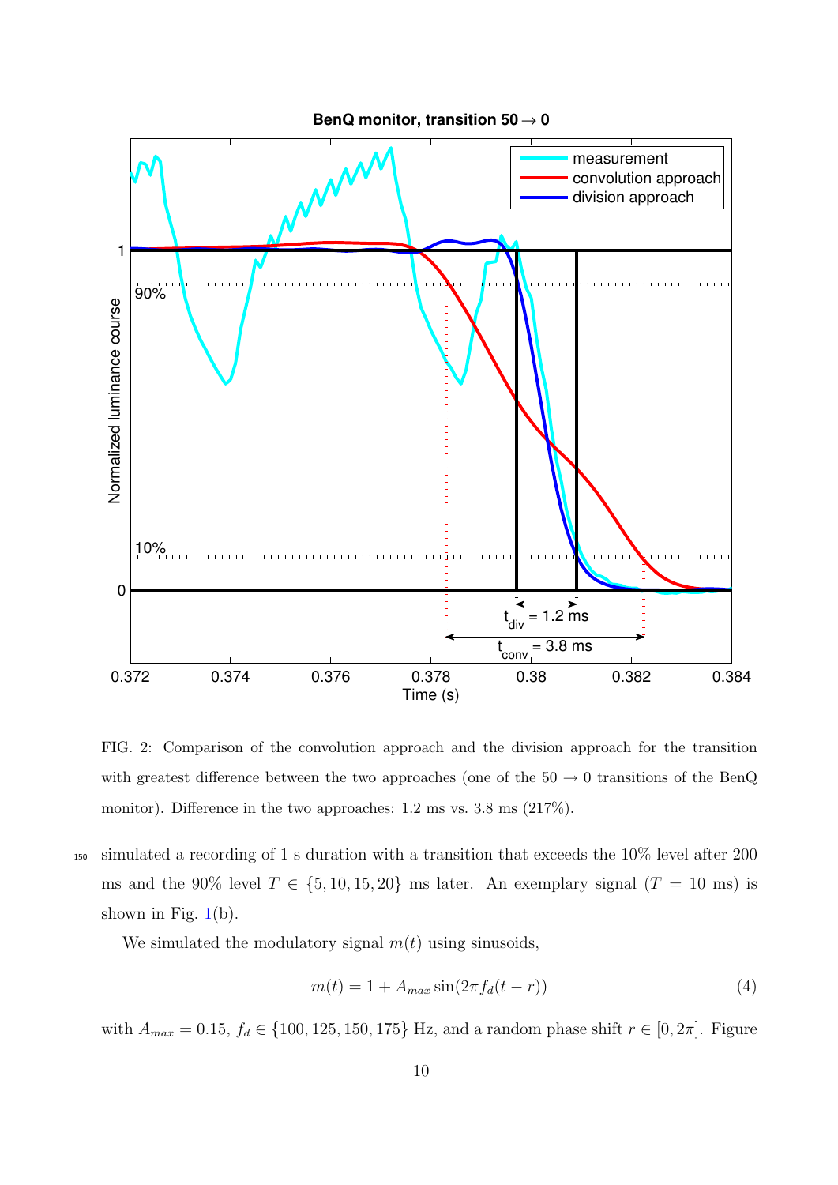FIG. 2: Comparison of the convolution approach and the division approach for the transition with greatest difference between the two approaches (one of the 50 → 0 transitions of the BenQ monitor). Difference in the two approaches: 1.2 ms vs. 3.8 ms (217%).

simulated a recording of 1 s duration with a transition that exceeds the 10% level after 200 ms and the 90% level $T \in \{5, 10, 15, 20\}$ ms later. An exemplary signal ($T = 10$ ms) is shown in Fig. 1(b).

We simulated the modulatory signal $m(t)$ using sinusoids,

$$m(t) = 1 + A_{max} \sin(2\pi f_d(t - r)) \tag{4}$$

with $A_{max} = 0.15$, $f_d \in \{100, 125, 150, 175\}$ Hz, and a random phase shift $r \in [0, 2\pi]$. Figure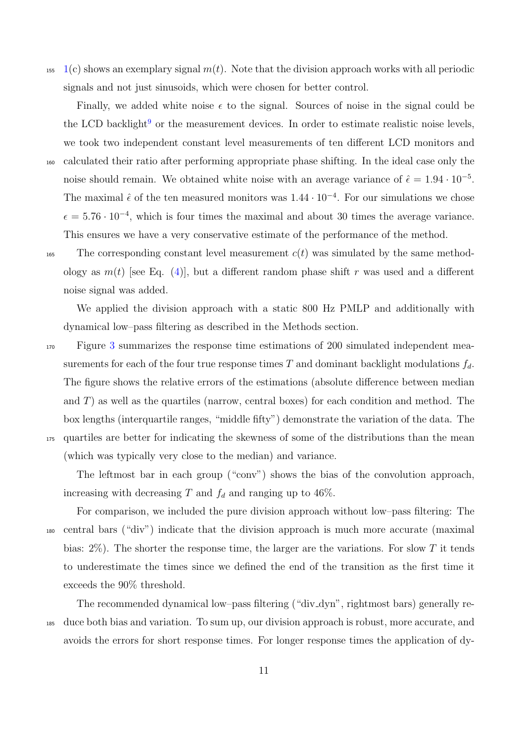1(c) shows an exemplary signal $m(t)$. Note that the division approach works with all periodic signals and not just sinusoids, which were chosen for better control.

Finally, we added white noise $\epsilon$ to the signal. Sources of noise in the signal could be the LCD backlight[9] or the measurement devices. In order to estimate realistic noise levels, we took two independent constant level measurements of ten different LCD monitors and calculated their ratio after performing appropriate phase shifting. In the ideal case only the noise should remain. We obtained white noise with an average variance of $\hat{\epsilon} = 1.94 \cdot 10^{-5}$. The maximal $\hat{\epsilon}$ of the ten measured monitors was $1.44 \cdot 10^{-4}$. For our simulations we chose $\epsilon = 5.76 \cdot 10^{-4}$, which is four times the maximal and about 30 times the average variance. This ensures we have a very conservative estimate of the performance of the method.

The corresponding constant level measurement $c(t)$ was simulated by the same methodology as $m(t)$ [see Eq. (4)], but a different random phase shift $r$ was used and a different noise signal was added.

We applied the division approach with a static 800 Hz PMLP and additionally with dynamical low–pass filtering as described in the Methods section.

Figure 3 summarizes the response time estimations of 200 simulated independent measurements for each of the four true response times $T$ and dominant backlight modulations $f_d$. The figure shows the relative errors of the estimations (absolute difference between median and $T$) as well as the quartiles (narrow, central boxes) for each condition and method. The box lengths (interquartile ranges, "middle fifty") demonstrate the variation of the data. The quartiles are better for indicating the skewness of some of the distributions than the mean (which was typically very close to the median) and variance.

The leftmost bar in each group ("conv") shows the bias of the convolution approach, increasing with decreasing $T$ and $f_d$ and ranging up to 46%.

For comparison, we included the pure division approach without low–pass filtering: The central bars ("div") indicate that the division approach is much more accurate (maximal bias: 2%). The shorter the response time, the larger are the variations. For slow $T$ it tends to underestimate the times since we defined the end of the transition as the first time it exceeds the 90% threshold.

The recommended dynamical low–pass filtering ("div_dyn", rightmost bars) generally reduce both bias and variation. To sum up, our division approach is robust, more accurate, and avoids the errors for short response times. For longer response times the application of dy-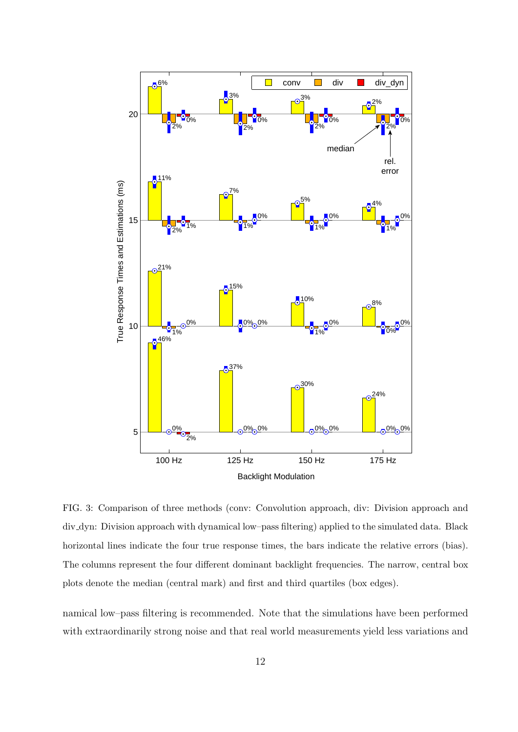FIG. 3: Comparison of three methods (conv: Convolution approach, div: Division approach and div_dyn: Division approach with dynamical low–pass filtering) applied to the simulated data. Black horizontal lines indicate the four true response times, the bars indicate the relative errors (bias). The columns represent the four different dominant backlight frequencies. The narrow, central box plots denote the median (central mark) and first and third quartiles (box edges).

namical low–pass filtering is recommended. Note that the simulations have been performed with extraordinarily strong noise and that real world measurements yield less variations and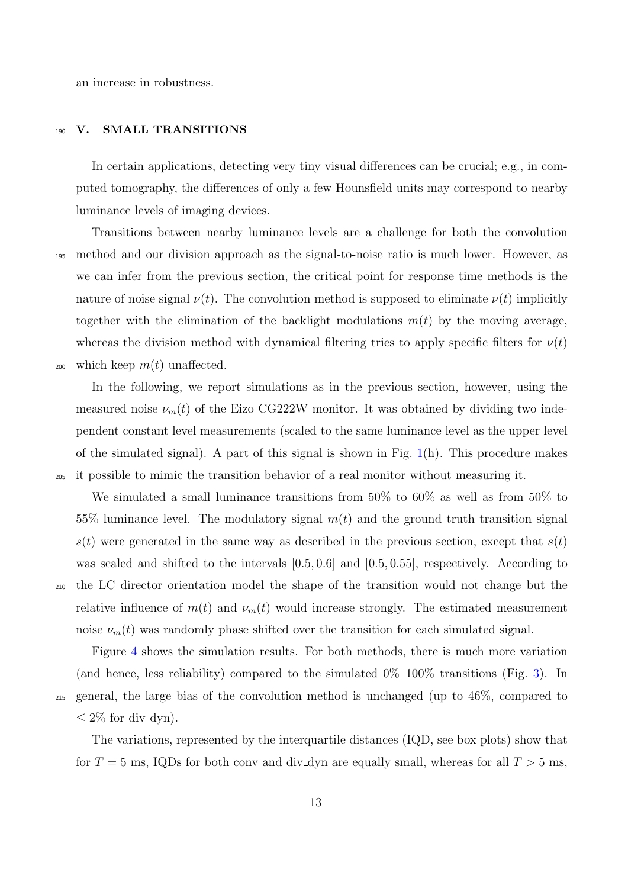an increase in robustness.

## V. SMALL TRANSITIONS

In certain applications, detecting very tiny visual differences can be crucial; e.g., in computed tomography, the differences of only a few Hounsfield units may correspond to nearby luminance levels of imaging devices.

Transitions between nearby luminance levels are a challenge for both the convolution method and our division approach as the signal-to-noise ratio is much lower. However, as we can infer from the previous section, the critical point for response time methods is the nature of noise signal $\nu(t)$. The convolution method is supposed to eliminate $\nu(t)$ implicitly together with the elimination of the backlight modulations $m(t)$ by the moving average, whereas the division method with dynamical filtering tries to apply specific filters for $\nu(t)$ which keep $m(t)$ unaffected.

In the following, we report simulations as in the previous section, however, using the measured noise $\nu_m(t)$ of the Eizo CG222W monitor. It was obtained by dividing two independent constant level measurements (scaled to the same luminance level as the upper level of the simulated signal). A part of this signal is shown in Fig. 1(h). This procedure makes it possible to mimic the transition behavior of a real monitor without measuring it.

We simulated a small luminance transitions from 50% to 60% as well as from 50% to 55% luminance level. The modulatory signal $m(t)$ and the ground truth transition signal $s(t)$ were generated in the same way as described in the previous section, except that $s(t)$ was scaled and shifted to the intervals $[0.5, 0.6]$ and $[0.5, 0.55]$, respectively. According to the LC director orientation model the shape of the transition would not change but the relative influence of $m(t)$ and $\nu_m(t)$ would increase strongly. The estimated measurement noise $\nu_m(t)$ was randomly phase shifted over the transition for each simulated signal.

Figure 4 shows the simulation results. For both methods, there is much more variation (and hence, less reliability) compared to the simulated 0%–100% transitions (Fig. 3). In general, the large bias of the convolution method is unchanged (up to 46%, compared to $\leq 2\%$ for div_dyn).

The variations, represented by the interquartile distances (IQD, see box plots) show that for $T = 5$ ms, IQDs for both conv and div_dyn are equally small, whereas for all $T > 5$ ms,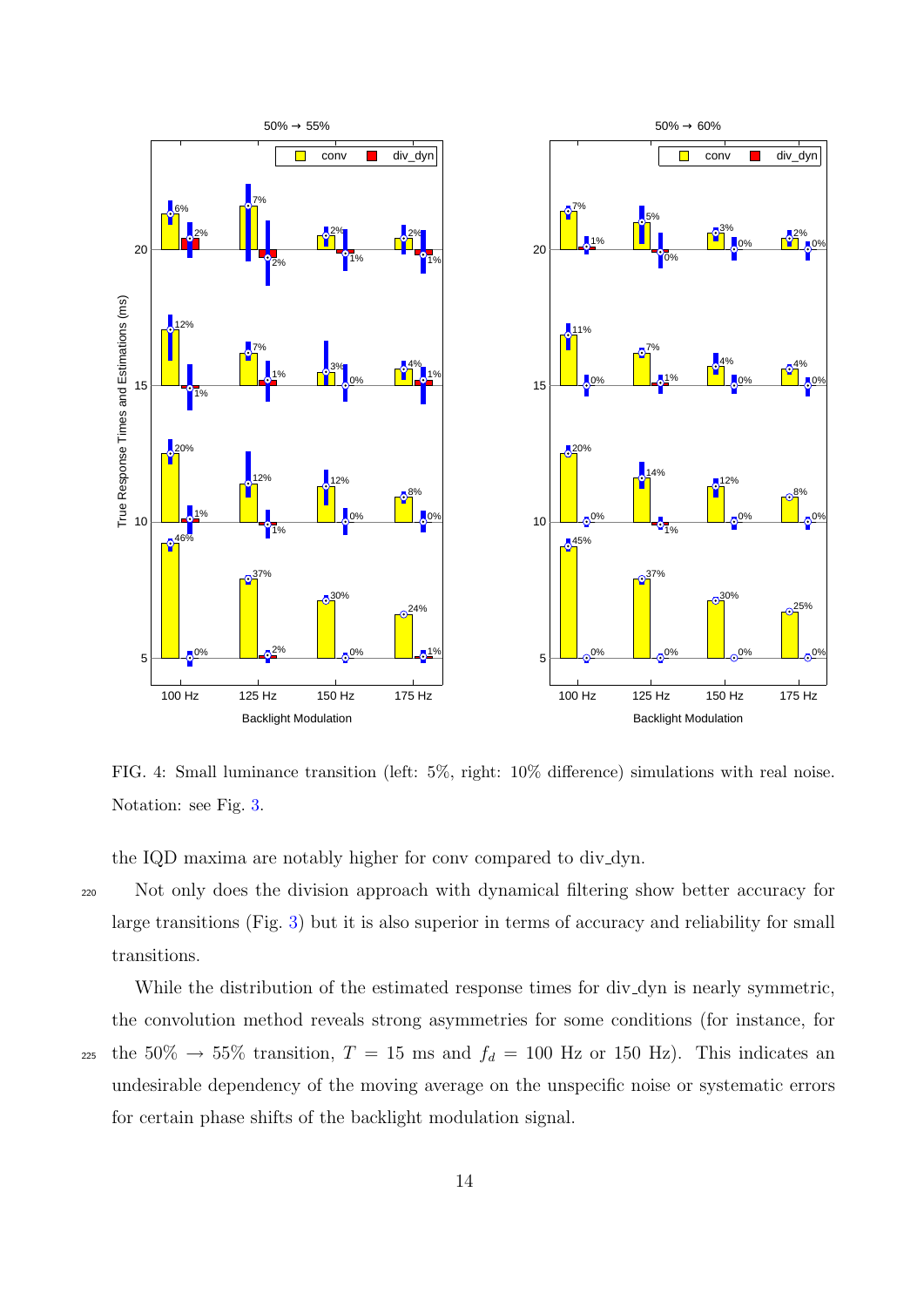FIG. 4: Small luminance transition (left: 5%, right: 10% difference) simulations with real noise. Notation: see Fig. 3.

the IQD maxima are notably higher for conv compared to div_dyn.

Not only does the division approach with dynamical filtering show better accuracy for large transitions (Fig. 3) but it is also superior in terms of accuracy and reliability for small transitions.

While the distribution of the estimated response times for div_dyn is nearly symmetric, the convolution method reveals strong asymmetries for some conditions (for instance, for the 50% $\rightarrow$ 55% transition, $T$ = 15 ms and $f_d$ = 100 Hz or 150 Hz). This indicates an undesirable dependency of the moving average on the unspecific noise or systematic errors for certain phase shifts of the backlight modulation signal.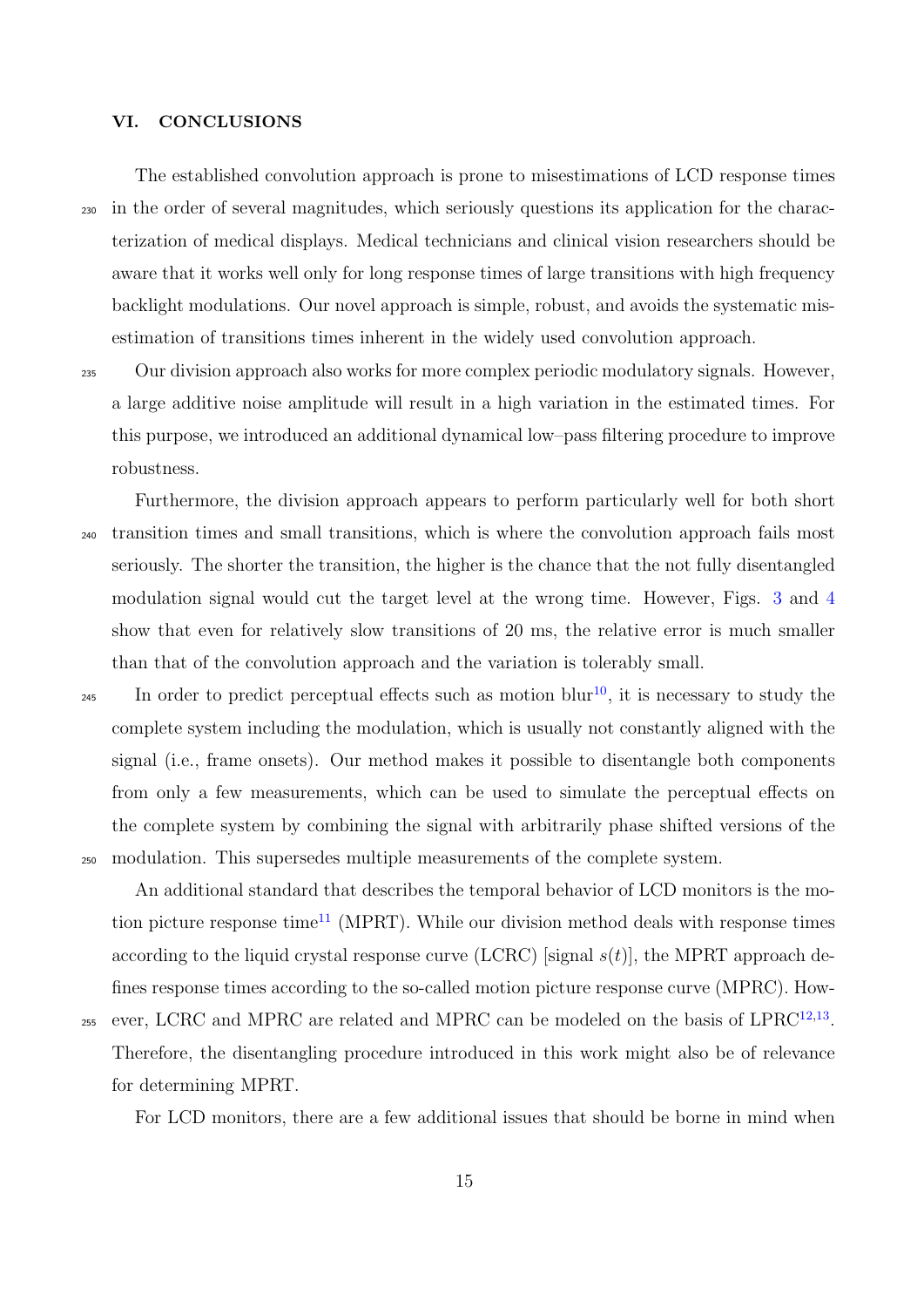## VI. CONCLUSIONS

The established convolution approach is prone to misestimations of LCD response times in the order of several magnitudes, which seriously questions its application for the characterization of medical displays. Medical technicians and clinical vision researchers should be aware that it works well only for long response times of large transitions with high frequency backlight modulations. Our novel approach is simple, robust, and avoids the systematic misestimation of transitions times inherent in the widely used convolution approach.

Our division approach also works for more complex periodic modulatory signals. However, a large additive noise amplitude will result in a high variation in the estimated times. For this purpose, we introduced an additional dynamical low–pass filtering procedure to improve robustness.

Furthermore, the division approach appears to perform particularly well for both short transition times and small transitions, which is where the convolution approach fails most seriously. The shorter the transition, the higher is the chance that the not fully disentangled modulation signal would cut the target level at the wrong time. However, Figs. 3 and 4 show that even for relatively slow transitions of 20 ms, the relative error is much smaller than that of the convolution approach and the variation is tolerably small.

In order to predict perceptual effects such as motion blur[10], it is necessary to study the complete system including the modulation, which is usually not constantly aligned with the signal (i.e., frame onsets). Our method makes it possible to disentangle both components from only a few measurements, which can be used to simulate the perceptual effects on the complete system by combining the signal with arbitrarily phase shifted versions of the modulation. This supersedes multiple measurements of the complete system.

An additional standard that describes the temporal behavior of LCD monitors is the motion picture response time[11] (MPRT). While our division method deals with response times according to the liquid crystal response curve (LCRC) [signal $s(t)$], the MPRT approach defines response times according to the so-called motion picture response curve (MPRC). However, LCRC and MPRC are related and MPRC can be modeled on the basis of LPRC[12,13]. Therefore, the disentangling procedure introduced in this work might also be of relevance for determining MPRT.

For LCD monitors, there are a few additional issues that should be borne in mind when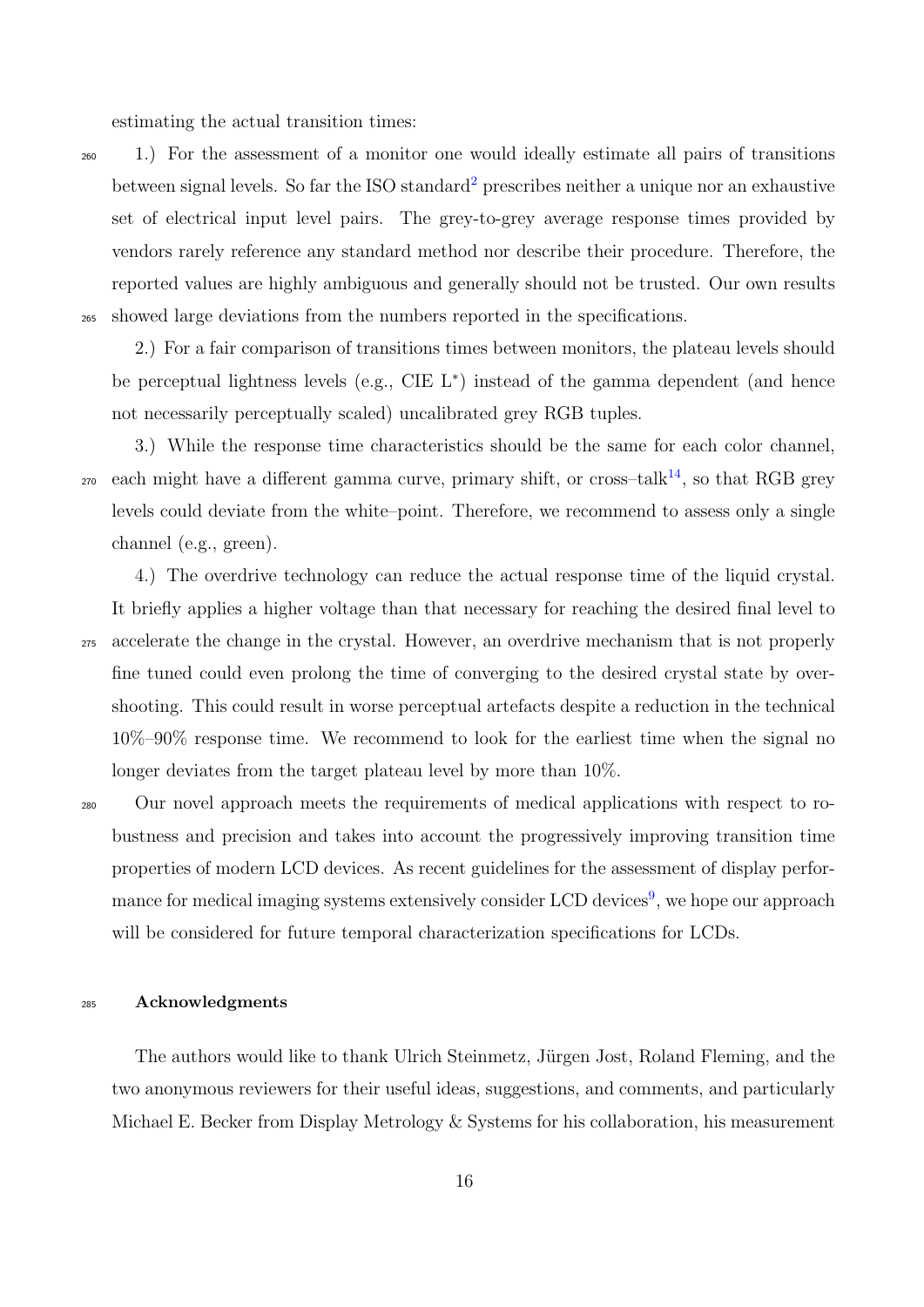estimating the actual transition times:

1.) For the assessment of a monitor one would ideally estimate all pairs of transitions between signal levels. So far the ISO standard[2] prescribes neither a unique nor an exhaustive set of electrical input level pairs. The grey-to-grey average response times provided by vendors rarely reference any standard method nor describe their procedure. Therefore, the reported values are highly ambiguous and generally should not be trusted. Our own results showed large deviations from the numbers reported in the specifications.

2.) For a fair comparison of transitions times between monitors, the plateau levels should be perceptual lightness levels (e.g., CIE $L^*$) instead of the gamma dependent (and hence not necessarily perceptually scaled) uncalibrated grey RGB tuples.

3.) While the response time characteristics should be the same for each color channel, each might have a different gamma curve, primary shift, or cross–talk[14], so that RGB grey levels could deviate from the white–point. Therefore, we recommend to assess only a single channel (e.g., green).

4.) The overdrive technology can reduce the actual response time of the liquid crystal. It briefly applies a higher voltage than that necessary for reaching the desired final level to accelerate the change in the crystal. However, an overdrive mechanism that is not properly fine tuned could even prolong the time of converging to the desired crystal state by overshooting. This could result in worse perceptual artefacts despite a reduction in the technical 10%–90% response time. We recommend to look for the earliest time when the signal no longer deviates from the target plateau level by more than 10%.

Our novel approach meets the requirements of medical applications with respect to robustness and precision and takes into account the progressively improving transition time properties of modern LCD devices. As recent guidelines for the assessment of display performance for medical imaging systems extensively consider LCD devices[9], we hope our approach will be considered for future temporal characterization specifications for LCDs.

## Acknowledgments

The authors would like to thank Ulrich Steinmetz, Jürgen Jost, Roland Fleming, and the two anonymous reviewers for their useful ideas, suggestions, and comments, and particularly Michael E. Becker from Display Metrology & Systems for his collaboration, his measurement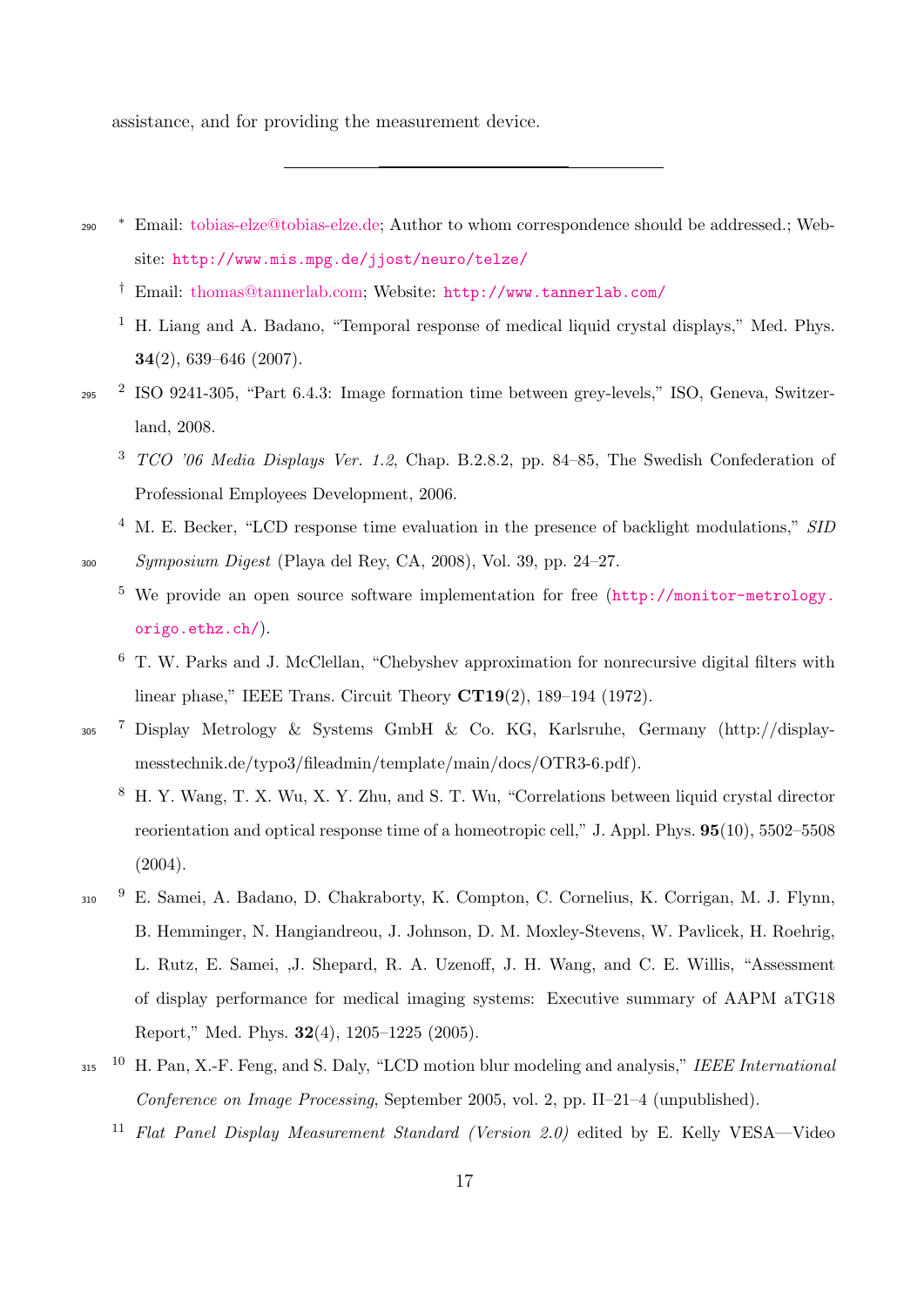assistance, and for providing the measurement device.

---

[*] Email: tobias-elze@tobias-elze.de; Author to whom correspondence should be addressed.; Website: http://www.mis.mpg.de/jjost/neuro/telze/

[†] Email: thomas@tannerlab.com; Website: http://www.tannerlab.com/

[1] H. Liang and A. Badano, "Temporal response of medical liquid crystal displays," Med. Phys. **34**(2), 639–646 (2007).

[2] ISO 9241-305, "Part 6.4.3: Image formation time between grey-levels," ISO, Geneva, Switzerland, 2008.

[3] *TCO '06 Media Displays Ver. 1.2*, Chap. B.2.8.2, pp. 84–85, The Swedish Confederation of Professional Employees Development, 2006.

[4] M. E. Becker, "LCD response time evaluation in the presence of backlight modulations," *SID Symposium Digest* (Playa del Rey, CA, 2008), Vol. 39, pp. 24–27.

[5] We provide an open source software implementation for free (http://monitor-metrology.origo.ethz.ch/).

[6] T. W. Parks and J. McClellan, "Chebyshev approximation for nonrecursive digital filters with linear phase," IEEE Trans. Circuit Theory **CT19**(2), 189–194 (1972).

[7] Display Metrology & Systems GmbH & Co. KG, Karlsruhe, Germany (http://display-messtechnik.de/typo3/fileadmin/template/main/docs/OTR3-6.pdf).

[8] H. Y. Wang, T. X. Wu, X. Y. Zhu, and S. T. Wu, "Correlations between liquid crystal director reorientation and optical response time of a homeotropic cell," J. Appl. Phys. **95**(10), 5502–5508 (2004).

[9] E. Samei, A. Badano, D. Chakraborty, K. Compton, C. Cornelius, K. Corrigan, M. J. Flynn, B. Hemminger, N. Hangiandreou, J. Johnson, D. M. Moxley-Stevens, W. Pavlicek, H. Roehrig, L. Rutz, E. Samei, ,J. Shepard, R. A. Uzenoff, J. H. Wang, and C. E. Willis, "Assessment of display performance for medical imaging systems: Executive summary of AAPM aTG18 Report," Med. Phys. **32**(4), 1205–1225 (2005).

[10] H. Pan, X.-F. Feng, and S. Daly, "LCD motion blur modeling and analysis," *IEEE International Conference on Image Processing*, September 2005, vol. 2, pp. II–21–4 (unpublished).

[11] *Flat Panel Display Measurement Standard (Version 2.0)* edited by E. Kelly VESA—Video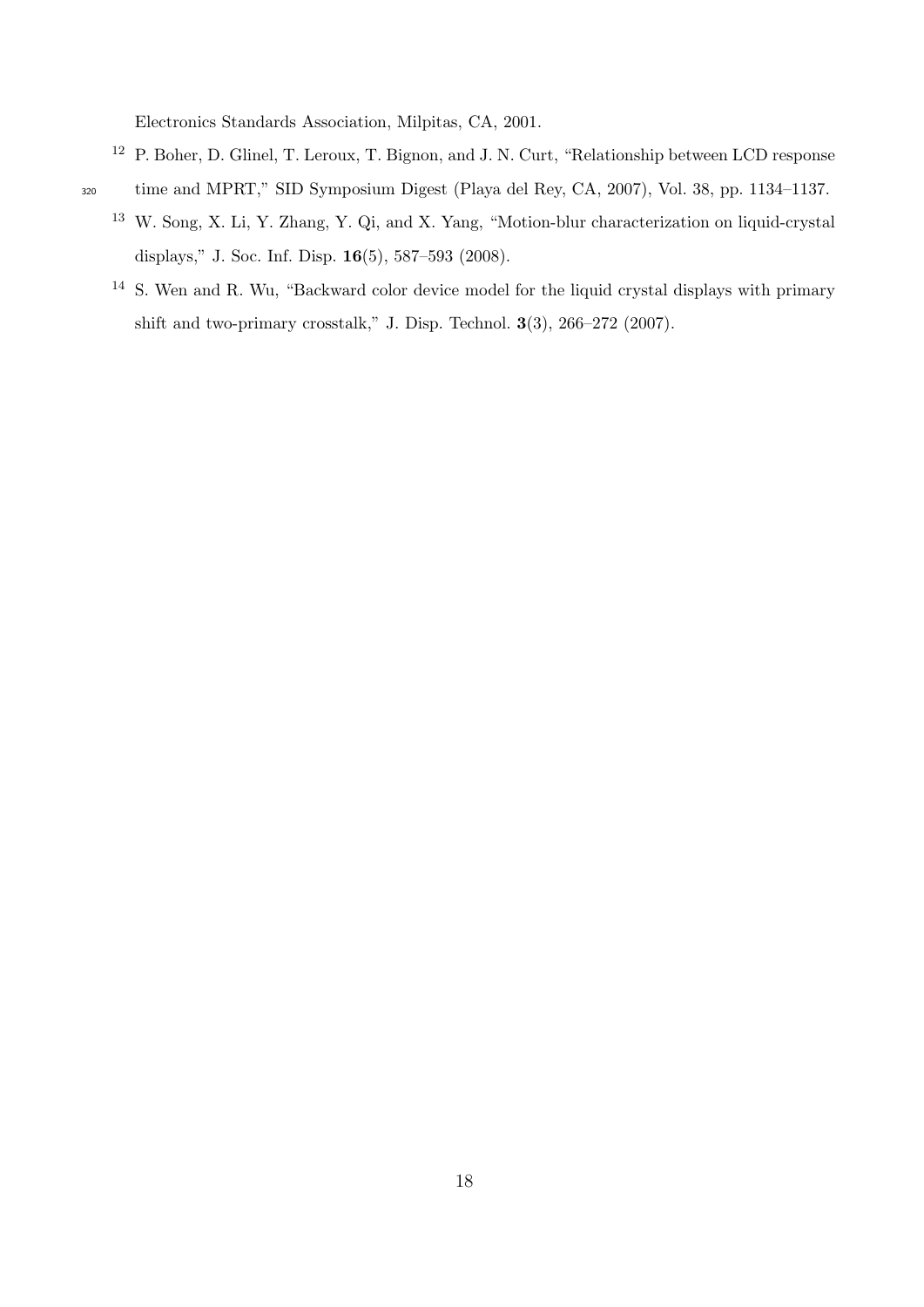Electronics Standards Association, Milpitas, CA, 2001.

[12] P. Boher, D. Glinel, T. Leroux, T. Bignon, and J. N. Curt, "Relationship between LCD response time and MPRT," SID Symposium Digest (Playa del Rey, CA, 2007), Vol. 38, pp. 1134–1137.

[13] W. Song, X. Li, Y. Zhang, Y. Qi, and X. Yang, "Motion-blur characterization on liquid-crystal displays," J. Soc. Inf. Disp. **16**(5), 587–593 (2008).

[14] S. Wen and R. Wu, "Backward color device model for the liquid crystal displays with primary shift and two-primary crosstalk," J. Disp. Technol. **3**(3), 266–272 (2007).